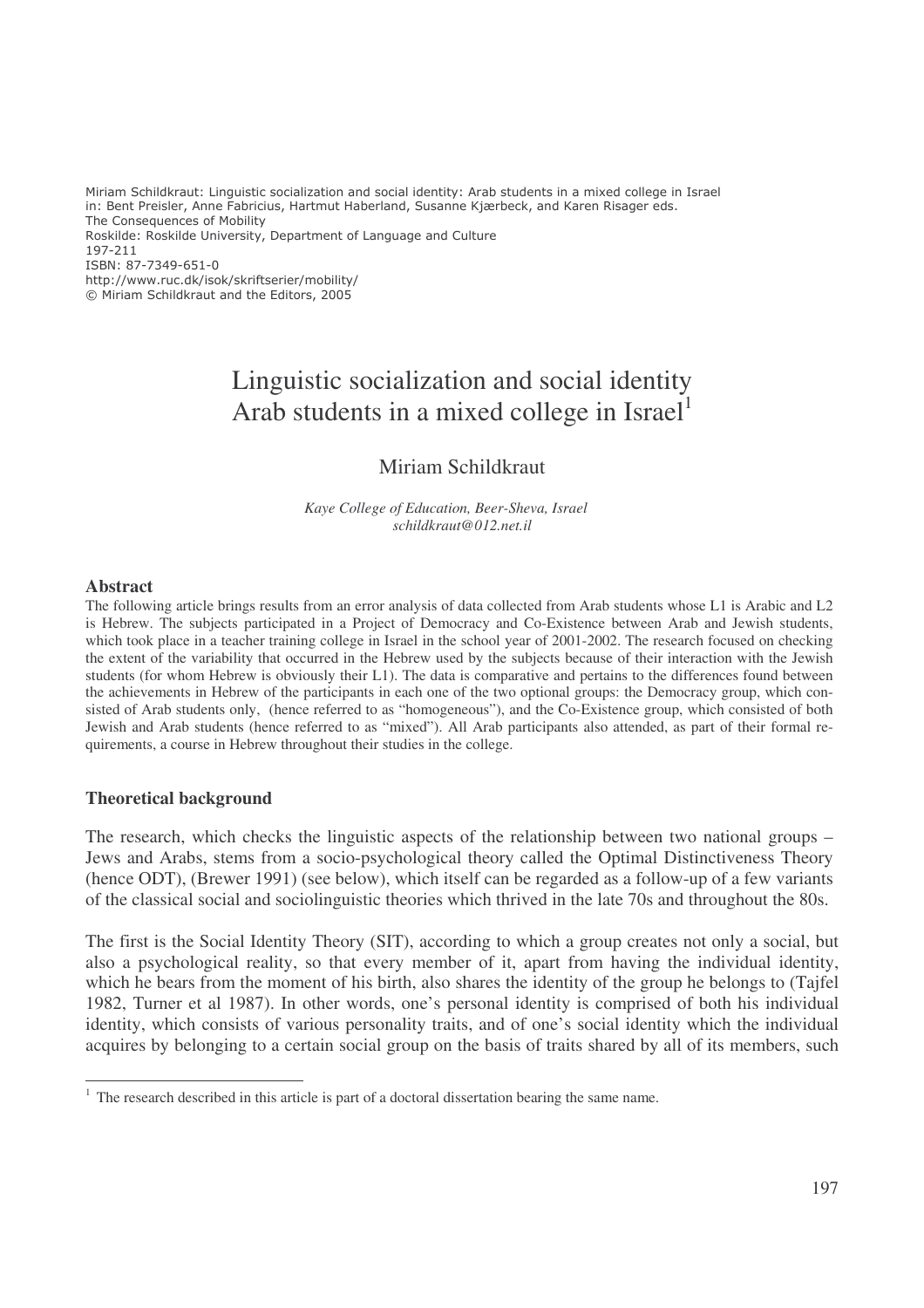Miriam Schildkraut: Linguistic socialization and social identity: Arab students in a mixed college in Israel
in: Bent Preisler, Anne Fabricius, Hartmut Haberland, Susanne Kjærbeck, and Karen Risager eds.
The Consequences of Mobility
Roskilde: Roskilde University, Department of Language and Culture
197-211
ISBN: 87-7349-651-0
http://www.ruc.dk/isok/skriftserier/mobility/
© Miriam Schildkraut and the Editors, 2005

# Linguistic socialization and social identity Arab students in a mixed college in Israel[1]

Miriam Schildkraut

*Kaye College of Education, Beer-Sheva, Israel*
*schildkraut@012.net.il*

## Abstract

The following article brings results from an error analysis of data collected from Arab students whose L1 is Arabic and L2 is Hebrew. The subjects participated in a Project of Democracy and Co-Existence between Arab and Jewish students, which took place in a teacher training college in Israel in the school year of 2001-2002. The research focused on checking the extent of the variability that occurred in the Hebrew used by the subjects because of their interaction with the Jewish students (for whom Hebrew is obviously their L1). The data is comparative and pertains to the differences found between the achievements in Hebrew of the participants in each one of the two optional groups: the Democracy group, which consisted of Arab students only, (hence referred to as "homogeneous"), and the Co-Existence group, which consisted of both Jewish and Arab students (hence referred to as "mixed"). All Arab participants also attended, as part of their formal requirements, a course in Hebrew throughout their studies in the college.

## Theoretical background

The research, which checks the linguistic aspects of the relationship between two national groups – Jews and Arabs, stems from a socio-psychological theory called the Optimal Distinctiveness Theory (hence ODT), (Brewer 1991) (see below), which itself can be regarded as a follow-up of a few variants of the classical social and sociolinguistic theories which thrived in the late 70s and throughout the 80s.

The first is the Social Identity Theory (SIT), according to which a group creates not only a social, but also a psychological reality, so that every member of it, apart from having the individual identity, which he bears from the moment of his birth, also shares the identity of the group he belongs to (Tajfel 1982, Turner et al 1987). In other words, one's personal identity is comprised of both his individual identity, which consists of various personality traits, and of one's social identity which the individual acquires by belonging to a certain social group on the basis of traits shared by all of its members, such

[1] The research described in this article is part of a doctoral dissertation bearing the same name.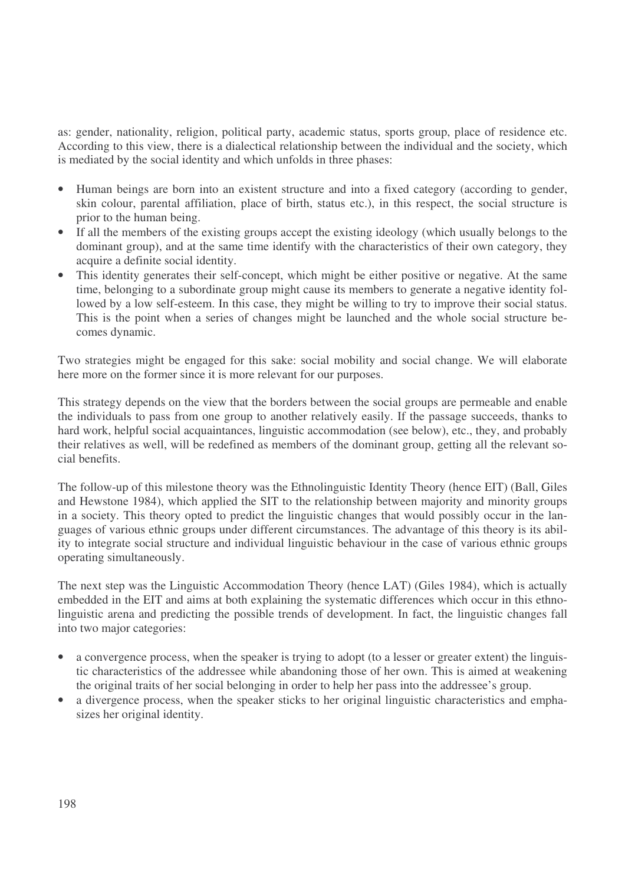as: gender, nationality, religion, political party, academic status, sports group, place of residence etc. According to this view, there is a dialectical relationship between the individual and the society, which is mediated by the social identity and which unfolds in three phases:

- Human beings are born into an existent structure and into a fixed category (according to gender, skin colour, parental affiliation, place of birth, status etc.), in this respect, the social structure is prior to the human being.
- If all the members of the existing groups accept the existing ideology (which usually belongs to the dominant group), and at the same time identify with the characteristics of their own category, they acquire a definite social identity.
- This identity generates their self-concept, which might be either positive or negative. At the same time, belonging to a subordinate group might cause its members to generate a negative identity followed by a low self-esteem. In this case, they might be willing to try to improve their social status. This is the point when a series of changes might be launched and the whole social structure becomes dynamic.

Two strategies might be engaged for this sake: social mobility and social change. We will elaborate here more on the former since it is more relevant for our purposes.

This strategy depends on the view that the borders between the social groups are permeable and enable the individuals to pass from one group to another relatively easily. If the passage succeeds, thanks to hard work, helpful social acquaintances, linguistic accommodation (see below), etc., they, and probably their relatives as well, will be redefined as members of the dominant group, getting all the relevant social benefits.

The follow-up of this milestone theory was the Ethnolinguistic Identity Theory (hence EIT) (Ball, Giles and Hewstone 1984), which applied the SIT to the relationship between majority and minority groups in a society. This theory opted to predict the linguistic changes that would possibly occur in the languages of various ethnic groups under different circumstances. The advantage of this theory is its ability to integrate social structure and individual linguistic behaviour in the case of various ethnic groups operating simultaneously.

The next step was the Linguistic Accommodation Theory (hence LAT) (Giles 1984), which is actually embedded in the EIT and aims at both explaining the systematic differences which occur in this ethnolinguistic arena and predicting the possible trends of development. In fact, the linguistic changes fall into two major categories:

- a convergence process, when the speaker is trying to adopt (to a lesser or greater extent) the linguistic characteristics of the addressee while abandoning those of her own. This is aimed at weakening the original traits of her social belonging in order to help her pass into the addressee's group.
- a divergence process, when the speaker sticks to her original linguistic characteristics and emphasizes her original identity.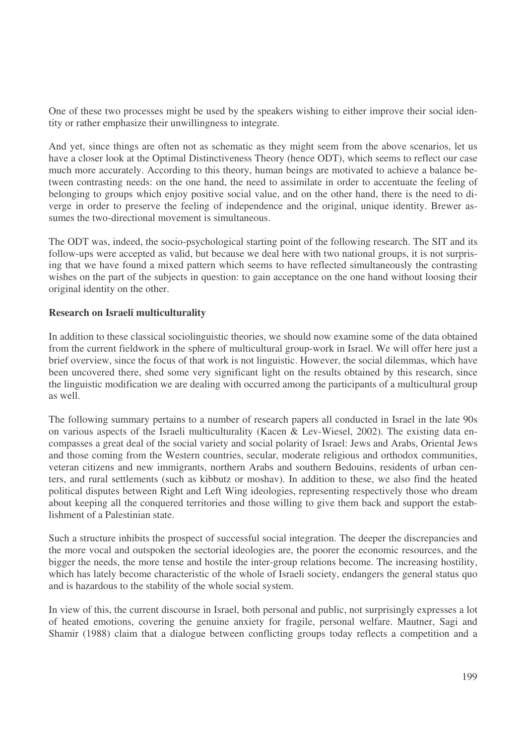One of these two processes might be used by the speakers wishing to either improve their social identity or rather emphasize their unwillingness to integrate.

And yet, since things are often not as schematic as they might seem from the above scenarios, let us have a closer look at the Optimal Distinctiveness Theory (hence ODT), which seems to reflect our case much more accurately. According to this theory, human beings are motivated to achieve a balance between contrasting needs: on the one hand, the need to assimilate in order to accentuate the feeling of belonging to groups which enjoy positive social value, and on the other hand, there is the need to diverge in order to preserve the feeling of independence and the original, unique identity. Brewer assumes the two-directional movement is simultaneous.

The ODT was, indeed, the socio-psychological starting point of the following research. The SIT and its follow-ups were accepted as valid, but because we deal here with two national groups, it is not surprising that we have found a mixed pattern which seems to have reflected simultaneously the contrasting wishes on the part of the subjects in question: to gain acceptance on the one hand without loosing their original identity on the other.

**Research on Israeli multiculturality**

In addition to these classical sociolinguistic theories, we should now examine some of the data obtained from the current fieldwork in the sphere of multicultural group-work in Israel. We will offer here just a brief overview, since the focus of that work is not linguistic. However, the social dilemmas, which have been uncovered there, shed some very significant light on the results obtained by this research, since the linguistic modification we are dealing with occurred among the participants of a multicultural group as well.

The following summary pertains to a number of research papers all conducted in Israel in the late 90s on various aspects of the Israeli multiculturality (Kacen & Lev-Wiesel, 2002). The existing data encompasses a great deal of the social variety and social polarity of Israel: Jews and Arabs, Oriental Jews and those coming from the Western countries, secular, moderate religious and orthodox communities, veteran citizens and new immigrants, northern Arabs and southern Bedouins, residents of urban centers, and rural settlements (such as kibbutz or moshav). In addition to these, we also find the heated political disputes between Right and Left Wing ideologies, representing respectively those who dream about keeping all the conquered territories and those willing to give them back and support the establishment of a Palestinian state.

Such a structure inhibits the prospect of successful social integration. The deeper the discrepancies and the more vocal and outspoken the sectorial ideologies are, the poorer the economic resources, and the bigger the needs, the more tense and hostile the inter-group relations become. The increasing hostility, which has lately become characteristic of the whole of Israeli society, endangers the general status quo and is hazardous to the stability of the whole social system.

In view of this, the current discourse in Israel, both personal and public, not surprisingly expresses a lot of heated emotions, covering the genuine anxiety for fragile, personal welfare. Mautner, Sagi and Shamir (1988) claim that a dialogue between conflicting groups today reflects a competition and a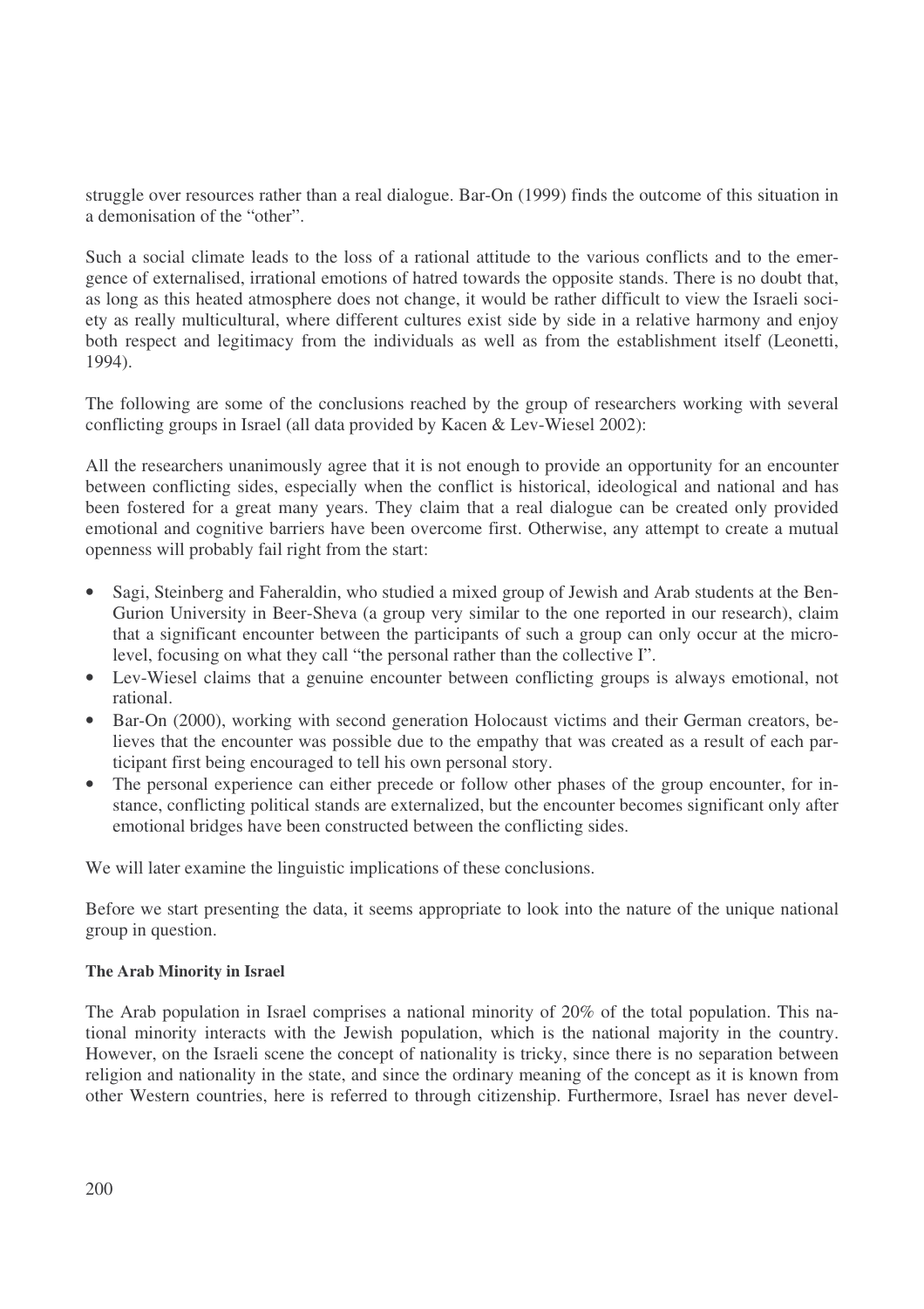struggle over resources rather than a real dialogue. Bar-On (1999) finds the outcome of this situation in a demonisation of the "other".

Such a social climate leads to the loss of a rational attitude to the various conflicts and to the emergence of externalised, irrational emotions of hatred towards the opposite stands. There is no doubt that, as long as this heated atmosphere does not change, it would be rather difficult to view the Israeli society as really multicultural, where different cultures exist side by side in a relative harmony and enjoy both respect and legitimacy from the individuals as well as from the establishment itself (Leonetti, 1994).

The following are some of the conclusions reached by the group of researchers working with several conflicting groups in Israel (all data provided by Kacen & Lev-Wiesel 2002):

All the researchers unanimously agree that it is not enough to provide an opportunity for an encounter between conflicting sides, especially when the conflict is historical, ideological and national and has been fostered for a great many years. They claim that a real dialogue can be created only provided emotional and cognitive barriers have been overcome first. Otherwise, any attempt to create a mutual openness will probably fail right from the start:

- Sagi, Steinberg and Faheraldin, who studied a mixed group of Jewish and Arab students at the Ben-Gurion University in Beer-Sheva (a group very similar to the one reported in our research), claim that a significant encounter between the participants of such a group can only occur at the micro-level, focusing on what they call "the personal rather than the collective I".
- Lev-Wiesel claims that a genuine encounter between conflicting groups is always emotional, not rational.
- Bar-On (2000), working with second generation Holocaust victims and their German creators, believes that the encounter was possible due to the empathy that was created as a result of each participant first being encouraged to tell his own personal story.
- The personal experience can either precede or follow other phases of the group encounter, for instance, conflicting political stands are externalized, but the encounter becomes significant only after emotional bridges have been constructed between the conflicting sides.

We will later examine the linguistic implications of these conclusions.

Before we start presenting the data, it seems appropriate to look into the nature of the unique national group in question.

**The Arab Minority in Israel**

The Arab population in Israel comprises a national minority of 20% of the total population. This national minority interacts with the Jewish population, which is the national majority in the country. However, on the Israeli scene the concept of nationality is tricky, since there is no separation between religion and nationality in the state, and since the ordinary meaning of the concept as it is known from other Western countries, here is referred to through citizenship. Furthermore, Israel has never devel-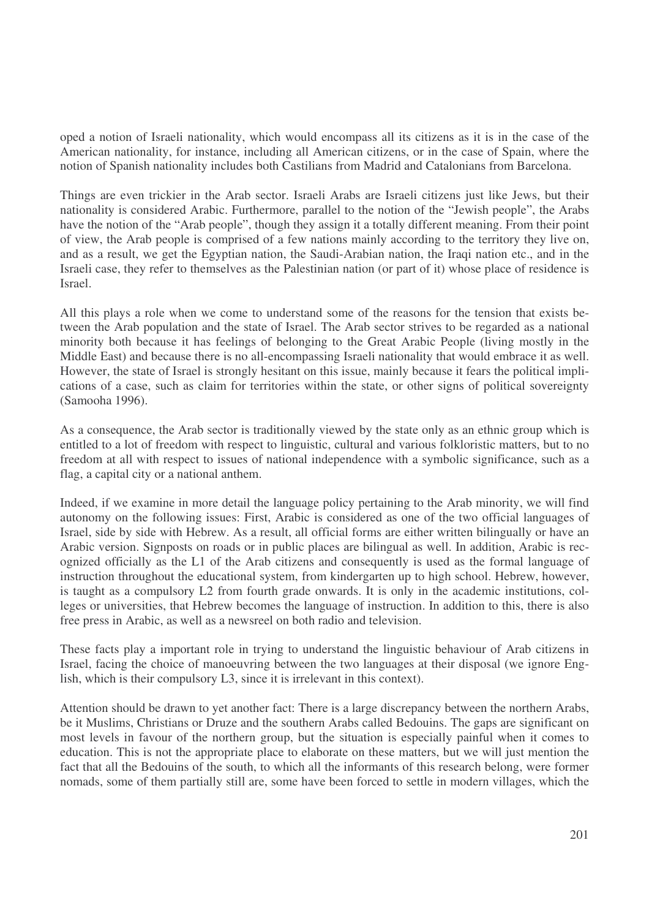oped a notion of Israeli nationality, which would encompass all its citizens as it is in the case of the American nationality, for instance, including all American citizens, or in the case of Spain, where the notion of Spanish nationality includes both Castilians from Madrid and Catalonians from Barcelona.

Things are even trickier in the Arab sector. Israeli Arabs are Israeli citizens just like Jews, but their nationality is considered Arabic. Furthermore, parallel to the notion of the "Jewish people", the Arabs have the notion of the "Arab people", though they assign it a totally different meaning. From their point of view, the Arab people is comprised of a few nations mainly according to the territory they live on, and as a result, we get the Egyptian nation, the Saudi-Arabian nation, the Iraqi nation etc., and in the Israeli case, they refer to themselves as the Palestinian nation (or part of it) whose place of residence is Israel.

All this plays a role when we come to understand some of the reasons for the tension that exists between the Arab population and the state of Israel. The Arab sector strives to be regarded as a national minority both because it has feelings of belonging to the Great Arabic People (living mostly in the Middle East) and because there is no all-encompassing Israeli nationality that would embrace it as well. However, the state of Israel is strongly hesitant on this issue, mainly because it fears the political implications of a case, such as claim for territories within the state, or other signs of political sovereignty (Samooha 1996).

As a consequence, the Arab sector is traditionally viewed by the state only as an ethnic group which is entitled to a lot of freedom with respect to linguistic, cultural and various folkloristic matters, but to no freedom at all with respect to issues of national independence with a symbolic significance, such as a flag, a capital city or a national anthem.

Indeed, if we examine in more detail the language policy pertaining to the Arab minority, we will find autonomy on the following issues: First, Arabic is considered as one of the two official languages of Israel, side by side with Hebrew. As a result, all official forms are either written bilingually or have an Arabic version. Signposts on roads or in public places are bilingual as well. In addition, Arabic is recognized officially as the L1 of the Arab citizens and consequently is used as the formal language of instruction throughout the educational system, from kindergarten up to high school. Hebrew, however, is taught as a compulsory L2 from fourth grade onwards. It is only in the academic institutions, colleges or universities, that Hebrew becomes the language of instruction. In addition to this, there is also free press in Arabic, as well as a newsreel on both radio and television.

These facts play a important role in trying to understand the linguistic behaviour of Arab citizens in Israel, facing the choice of manoeuvring between the two languages at their disposal (we ignore English, which is their compulsory L3, since it is irrelevant in this context).

Attention should be drawn to yet another fact: There is a large discrepancy between the northern Arabs, be it Muslims, Christians or Druze and the southern Arabs called Bedouins. The gaps are significant on most levels in favour of the northern group, but the situation is especially painful when it comes to education. This is not the appropriate place to elaborate on these matters, but we will just mention the fact that all the Bedouins of the south, to which all the informants of this research belong, were former nomads, some of them partially still are, some have been forced to settle in modern villages, which the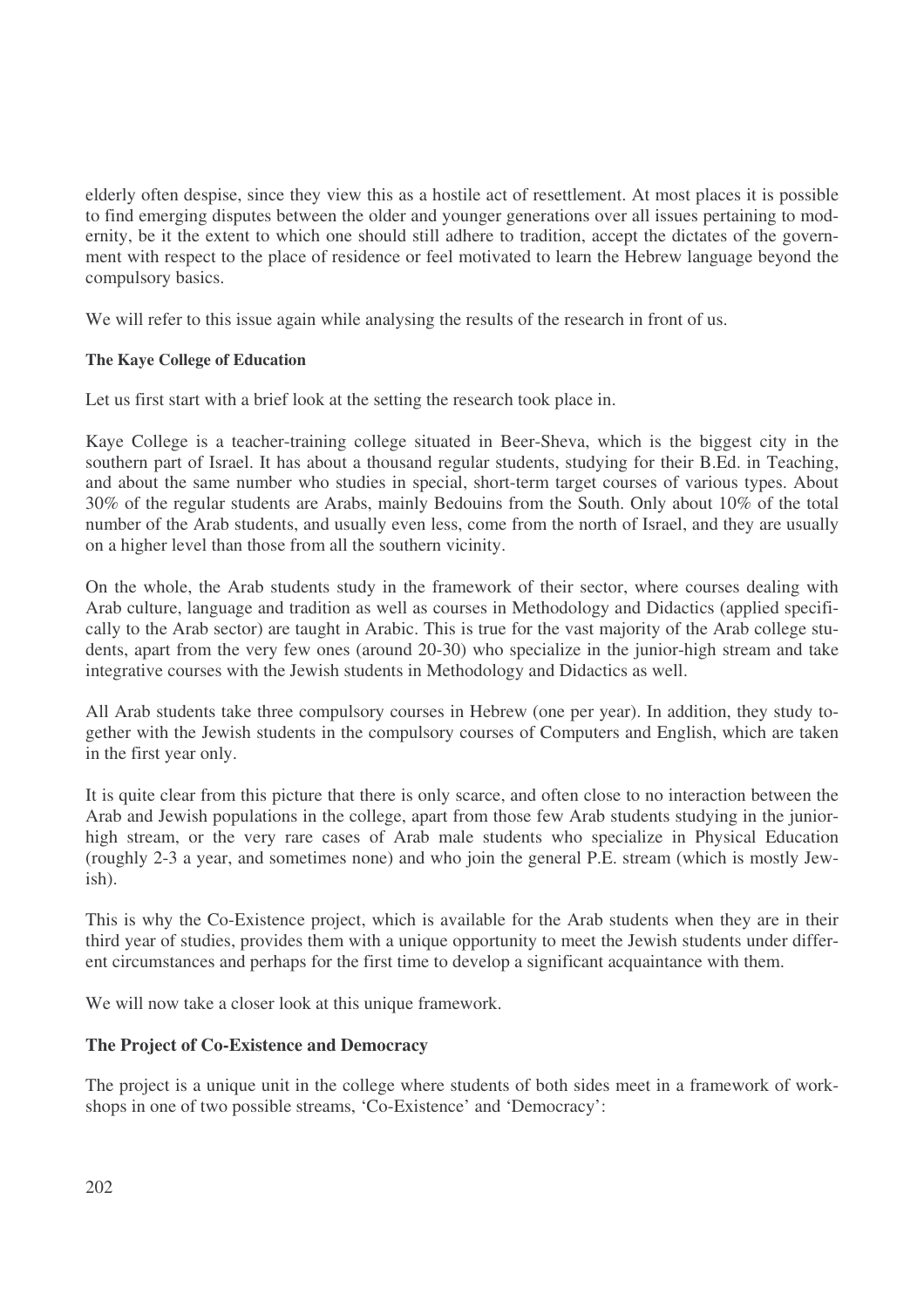elderly often despise, since they view this as a hostile act of resettlement. At most places it is possible to find emerging disputes between the older and younger generations over all issues pertaining to modernity, be it the extent to which one should still adhere to tradition, accept the dictates of the government with respect to the place of residence or feel motivated to learn the Hebrew language beyond the compulsory basics.

We will refer to this issue again while analysing the results of the research in front of us.

**The Kaye College of Education**

Let us first start with a brief look at the setting the research took place in.

Kaye College is a teacher-training college situated in Beer-Sheva, which is the biggest city in the southern part of Israel. It has about a thousand regular students, studying for their B.Ed. in Teaching, and about the same number who studies in special, short-term target courses of various types. About 30% of the regular students are Arabs, mainly Bedouins from the South. Only about 10% of the total number of the Arab students, and usually even less, come from the north of Israel, and they are usually on a higher level than those from all the southern vicinity.

On the whole, the Arab students study in the framework of their sector, where courses dealing with Arab culture, language and tradition as well as courses in Methodology and Didactics (applied specifically to the Arab sector) are taught in Arabic. This is true for the vast majority of the Arab college students, apart from the very few ones (around 20-30) who specialize in the junior-high stream and take integrative courses with the Jewish students in Methodology and Didactics as well.

All Arab students take three compulsory courses in Hebrew (one per year). In addition, they study together with the Jewish students in the compulsory courses of Computers and English, which are taken in the first year only.

It is quite clear from this picture that there is only scarce, and often close to no interaction between the Arab and Jewish populations in the college, apart from those few Arab students studying in the junior-high stream, or the very rare cases of Arab male students who specialize in Physical Education (roughly 2-3 a year, and sometimes none) and who join the general P.E. stream (which is mostly Jewish).

This is why the Co-Existence project, which is available for the Arab students when they are in their third year of studies, provides them with a unique opportunity to meet the Jewish students under different circumstances and perhaps for the first time to develop a significant acquaintance with them.

We will now take a closer look at this unique framework.

**The Project of Co-Existence and Democracy**

The project is a unique unit in the college where students of both sides meet in a framework of workshops in one of two possible streams, 'Co-Existence' and 'Democracy':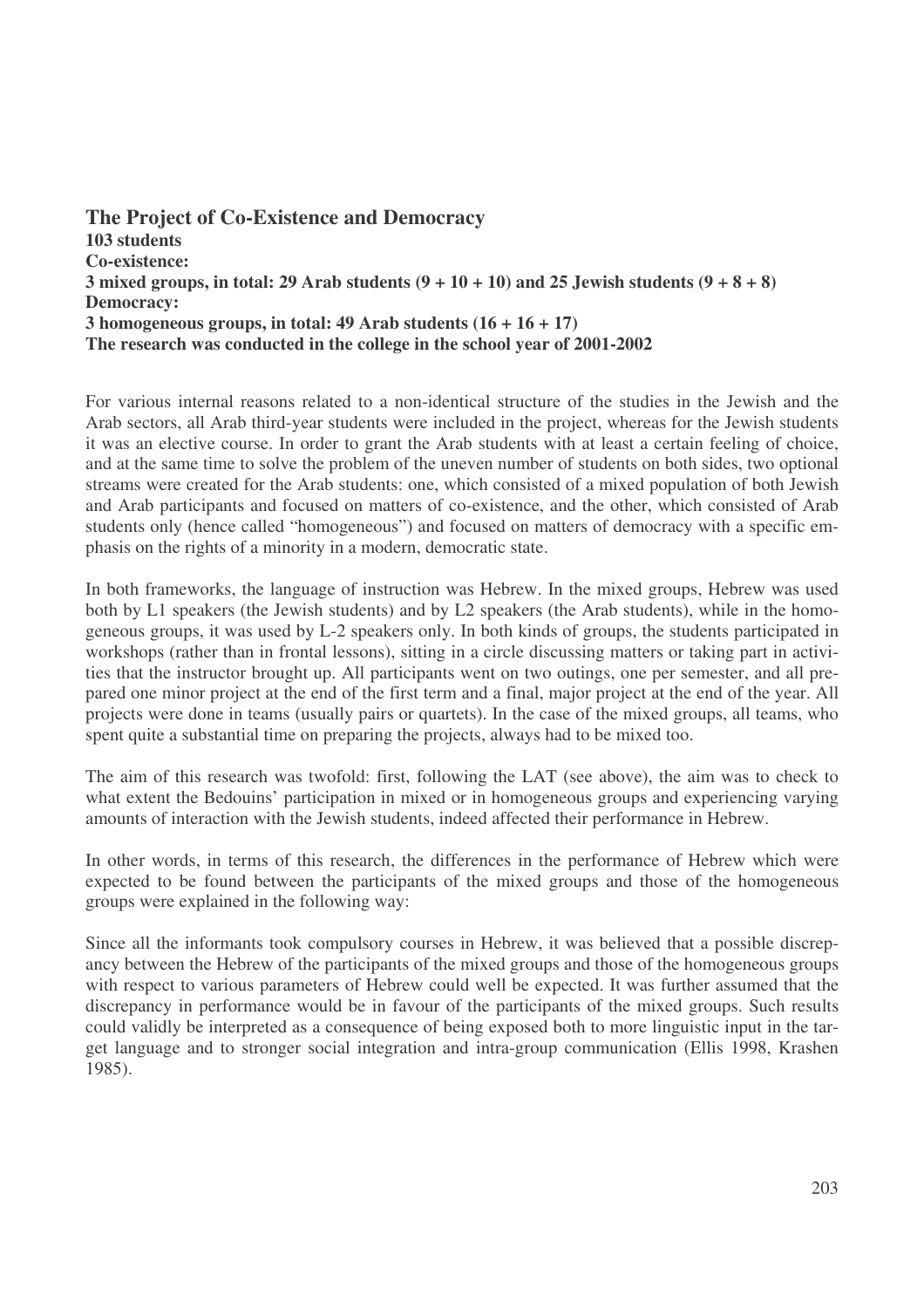## The Project of Co-Existence and Democracy

**103 students**
**Co-existence:**
**3 mixed groups, in total: 29 Arab students (9 + 10 + 10) and 25 Jewish students (9 + 8 + 8)**
**Democracy:**
**3 homogeneous groups, in total: 49 Arab students (16 + 16 + 17)**
**The research was conducted in the college in the school year of 2001-2002**

For various internal reasons related to a non-identical structure of the studies in the Jewish and the Arab sectors, all Arab third-year students were included in the project, whereas for the Jewish students it was an elective course. In order to grant the Arab students with at least a certain feeling of choice, and at the same time to solve the problem of the uneven number of students on both sides, two optional streams were created for the Arab students: one, which consisted of a mixed population of both Jewish and Arab participants and focused on matters of co-existence, and the other, which consisted of Arab students only (hence called "homogeneous") and focused on matters of democracy with a specific emphasis on the rights of a minority in a modern, democratic state.

In both frameworks, the language of instruction was Hebrew. In the mixed groups, Hebrew was used both by L1 speakers (the Jewish students) and by L2 speakers (the Arab students), while in the homogeneous groups, it was used by L-2 speakers only. In both kinds of groups, the students participated in workshops (rather than in frontal lessons), sitting in a circle discussing matters or taking part in activities that the instructor brought up. All participants went on two outings, one per semester, and all prepared one minor project at the end of the first term and a final, major project at the end of the year. All projects were done in teams (usually pairs or quartets). In the case of the mixed groups, all teams, who spent quite a substantial time on preparing the projects, always had to be mixed too.

The aim of this research was twofold: first, following the LAT (see above), the aim was to check to what extent the Bedouins' participation in mixed or in homogeneous groups and experiencing varying amounts of interaction with the Jewish students, indeed affected their performance in Hebrew.

In other words, in terms of this research, the differences in the performance of Hebrew which were expected to be found between the participants of the mixed groups and those of the homogeneous groups were explained in the following way:

Since all the informants took compulsory courses in Hebrew, it was believed that a possible discrepancy between the Hebrew of the participants of the mixed groups and those of the homogeneous groups with respect to various parameters of Hebrew could well be expected. It was further assumed that the discrepancy in performance would be in favour of the participants of the mixed groups. Such results could validly be interpreted as a consequence of being exposed both to more linguistic input in the target language and to stronger social integration and intra-group communication (Ellis 1998, Krashen 1985).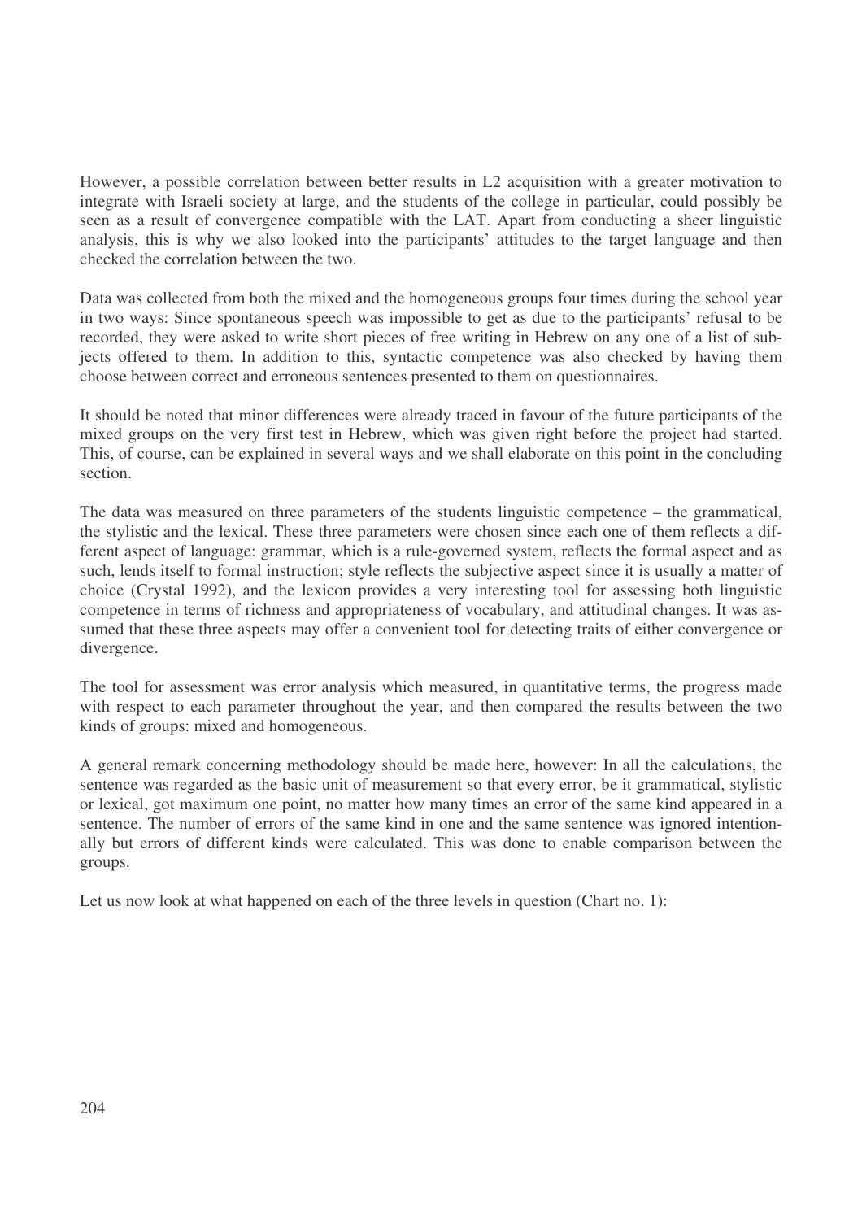However, a possible correlation between better results in L2 acquisition with a greater motivation to integrate with Israeli society at large, and the students of the college in particular, could possibly be seen as a result of convergence compatible with the LAT. Apart from conducting a sheer linguistic analysis, this is why we also looked into the participants' attitudes to the target language and then checked the correlation between the two.

Data was collected from both the mixed and the homogeneous groups four times during the school year in two ways: Since spontaneous speech was impossible to get as due to the participants' refusal to be recorded, they were asked to write short pieces of free writing in Hebrew on any one of a list of subjects offered to them. In addition to this, syntactic competence was also checked by having them choose between correct and erroneous sentences presented to them on questionnaires.

It should be noted that minor differences were already traced in favour of the future participants of the mixed groups on the very first test in Hebrew, which was given right before the project had started. This, of course, can be explained in several ways and we shall elaborate on this point in the concluding section.

The data was measured on three parameters of the students linguistic competence – the grammatical, the stylistic and the lexical. These three parameters were chosen since each one of them reflects a different aspect of language: grammar, which is a rule-governed system, reflects the formal aspect and as such, lends itself to formal instruction; style reflects the subjective aspect since it is usually a matter of choice (Crystal 1992), and the lexicon provides a very interesting tool for assessing both linguistic competence in terms of richness and appropriateness of vocabulary, and attitudinal changes. It was assumed that these three aspects may offer a convenient tool for detecting traits of either convergence or divergence.

The tool for assessment was error analysis which measured, in quantitative terms, the progress made with respect to each parameter throughout the year, and then compared the results between the two kinds of groups: mixed and homogeneous.

A general remark concerning methodology should be made here, however: In all the calculations, the sentence was regarded as the basic unit of measurement so that every error, be it grammatical, stylistic or lexical, got maximum one point, no matter how many times an error of the same kind appeared in a sentence. The number of errors of the same kind in one and the same sentence was ignored intentionally but errors of different kinds were calculated. This was done to enable comparison between the groups.

Let us now look at what happened on each of the three levels in question (Chart no. 1):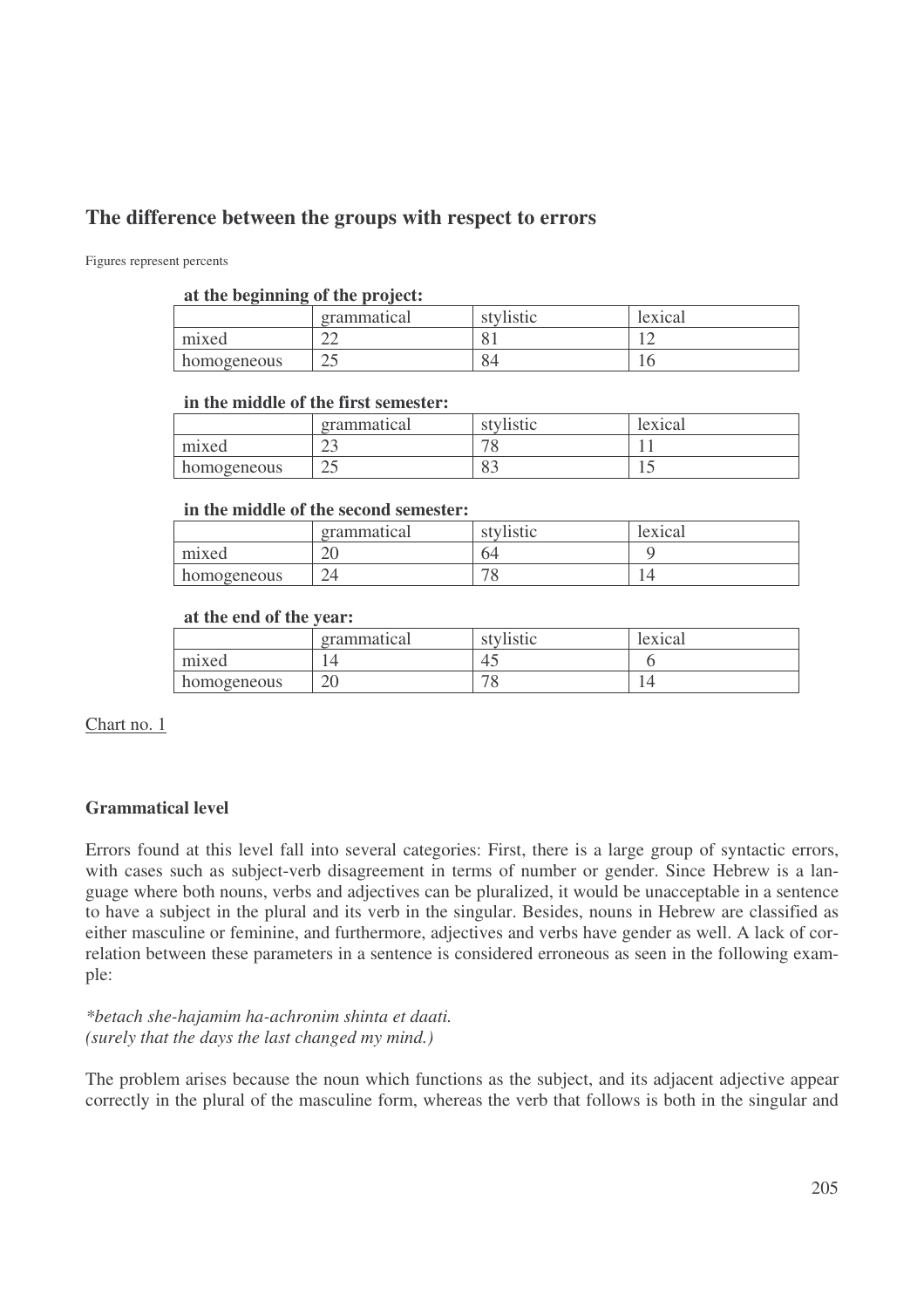## The difference between the groups with respect to errors

Figures represent percents

**at the beginning of the project:**

| | grammatical | stylistic | lexical |
|---|---|---|---|
| mixed | 22 | 81 | 12 |
| homogeneous | 25 | 84 | 16 |

**in the middle of the first semester:**

| | grammatical | stylistic | lexical |
|---|---|---|---|
| mixed | 23 | 78 | 11 |
| homogeneous | 25 | 83 | 15 |

**in the middle of the second semester:**

| | grammatical | stylistic | lexical |
|---|---|---|---|
| mixed | 20 | 64 | 9 |
| homogeneous | 24 | 78 | 14 |

**at the end of the year:**

| | grammatical | stylistic | lexical |
|---|---|---|---|
| mixed | 14 | 45 | 6 |
| homogeneous | 20 | 78 | 14 |

Chart no. 1

### Grammatical level

Errors found at this level fall into several categories: First, there is a large group of syntactic errors, with cases such as subject-verb disagreement in terms of number or gender. Since Hebrew is a language where both nouns, verbs and adjectives can be pluralized, it would be unacceptable in a sentence to have a subject in the plural and its verb in the singular. Besides, nouns in Hebrew are classified as either masculine or feminine, and furthermore, adjectives and verbs have gender as well. A lack of correlation between these parameters in a sentence is considered erroneous as seen in the following example:

*\*betach she-hajamim ha-achronim shinta et daati.*
*(surely that the days the last changed my mind.)*

The problem arises because the noun which functions as the subject, and its adjacent adjective appear correctly in the plural of the masculine form, whereas the verb that follows is both in the singular and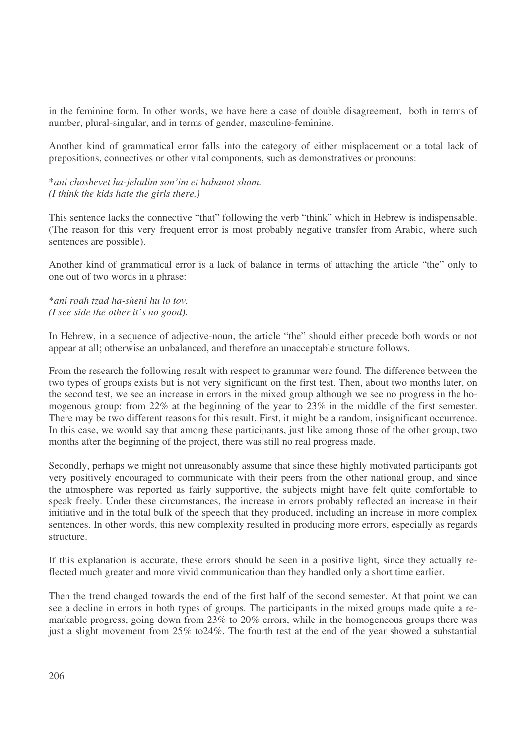in the feminine form. In other words, we have here a case of double disagreement, both in terms of number, plural-singular, and in terms of gender, masculine-feminine.

Another kind of grammatical error falls into the category of either misplacement or a total lack of prepositions, connectives or other vital components, such as demonstratives or pronouns:

*\*ani choshevet ha-jeladim son'im et habanot sham.*
*(I think the kids hate the girls there.)*

This sentence lacks the connective "that" following the verb "think" which in Hebrew is indispensable. (The reason for this very frequent error is most probably negative transfer from Arabic, where such sentences are possible).

Another kind of grammatical error is a lack of balance in terms of attaching the article "the" only to one out of two words in a phrase:

*\*ani roah tzad ha-sheni hu lo tov.*
*(I see side the other it's no good).*

In Hebrew, in a sequence of adjective-noun, the article "the" should either precede both words or not appear at all; otherwise an unbalanced, and therefore an unacceptable structure follows.

From the research the following result with respect to grammar were found. The difference between the two types of groups exists but is not very significant on the first test. Then, about two months later, on the second test, we see an increase in errors in the mixed group although we see no progress in the homogenous group: from 22% at the beginning of the year to 23% in the middle of the first semester. There may be two different reasons for this result. First, it might be a random, insignificant occurrence. In this case, we would say that among these participants, just like among those of the other group, two months after the beginning of the project, there was still no real progress made.

Secondly, perhaps we might not unreasonably assume that since these highly motivated participants got very positively encouraged to communicate with their peers from the other national group, and since the atmosphere was reported as fairly supportive, the subjects might have felt quite comfortable to speak freely. Under these circumstances, the increase in errors probably reflected an increase in their initiative and in the total bulk of the speech that they produced, including an increase in more complex sentences. In other words, this new complexity resulted in producing more errors, especially as regards structure.

If this explanation is accurate, these errors should be seen in a positive light, since they actually reflected much greater and more vivid communication than they handled only a short time earlier.

Then the trend changed towards the end of the first half of the second semester. At that point we can see a decline in errors in both types of groups. The participants in the mixed groups made quite a remarkable progress, going down from 23% to 20% errors, while in the homogeneous groups there was just a slight movement from 25% to24%. The fourth test at the end of the year showed a substantial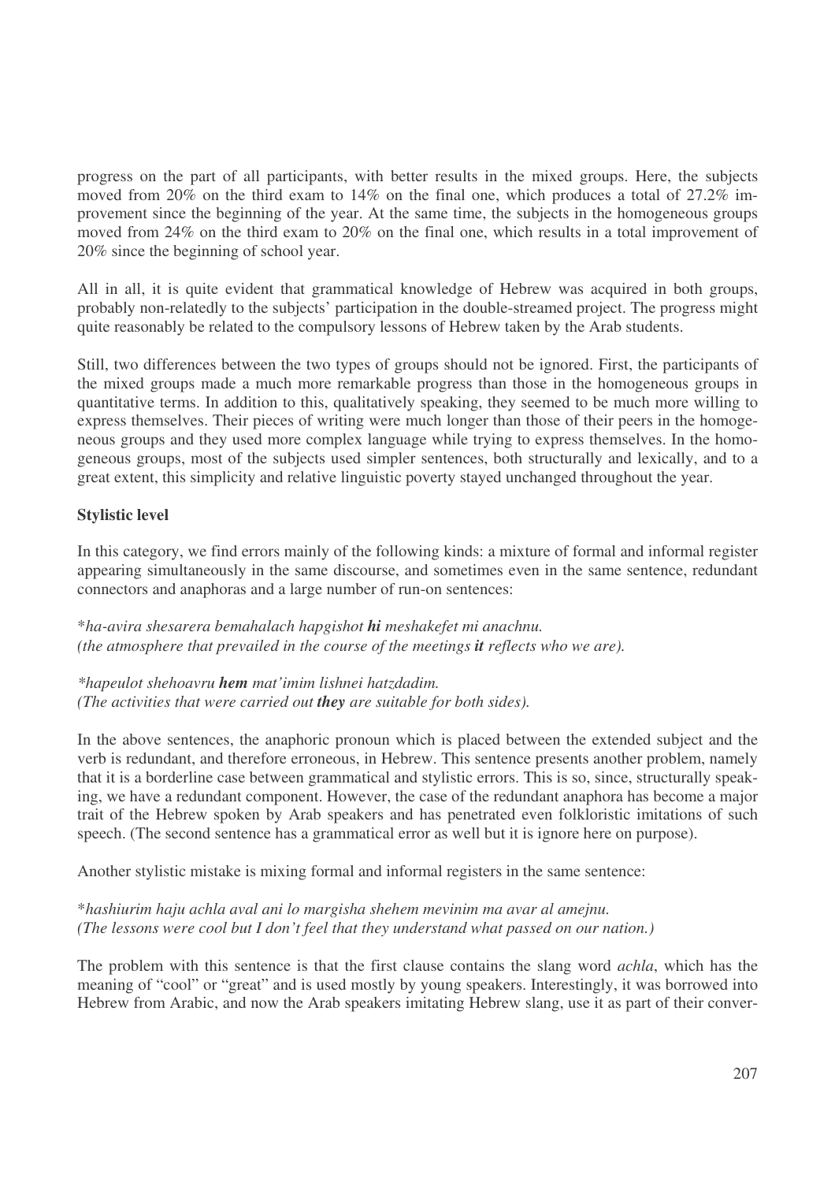progress on the part of all participants, with better results in the mixed groups. Here, the subjects moved from 20% on the third exam to 14% on the final one, which produces a total of 27.2% improvement since the beginning of the year. At the same time, the subjects in the homogeneous groups moved from 24% on the third exam to 20% on the final one, which results in a total improvement of 20% since the beginning of school year.

All in all, it is quite evident that grammatical knowledge of Hebrew was acquired in both groups, probably non-relatedly to the subjects' participation in the double-streamed project. The progress might quite reasonably be related to the compulsory lessons of Hebrew taken by the Arab students.

Still, two differences between the two types of groups should not be ignored. First, the participants of the mixed groups made a much more remarkable progress than those in the homogeneous groups in quantitative terms. In addition to this, qualitatively speaking, they seemed to be much more willing to express themselves. Their pieces of writing were much longer than those of their peers in the homogeneous groups and they used more complex language while trying to express themselves. In the homogeneous groups, most of the subjects used simpler sentences, both structurally and lexically, and to a great extent, this simplicity and relative linguistic poverty stayed unchanged throughout the year.

### Stylistic level

In this category, we find errors mainly of the following kinds: a mixture of formal and informal register appearing simultaneously in the same discourse, and sometimes even in the same sentence, redundant connectors and anaphoras and a large number of run-on sentences:

*ha-avira shesarera bemahalach hapgishot* ***hi*** *meshakefet mi anachnu.*
*(the atmosphere that prevailed in the course of the meetings* ***it*** *reflects who we are).*

**hapeulot shehoavru* ***hem*** *mat'imim lishnei hatzdadim.*
*(The activities that were carried out* ***they*** *are suitable for both sides).*

In the above sentences, the anaphoric pronoun which is placed between the extended subject and the verb is redundant, and therefore erroneous, in Hebrew. This sentence presents another problem, namely that it is a borderline case between grammatical and stylistic errors. This is so, since, structurally speaking, we have a redundant component. However, the case of the redundant anaphora has become a major trait of the Hebrew spoken by Arab speakers and has penetrated even folkloristic imitations of such speech. (The second sentence has a grammatical error as well but it is ignore here on purpose).

Another stylistic mistake is mixing formal and informal registers in the same sentence:

**hashiurim haju achla aval ani lo margisha shehem mevinim ma avar al amejnu.*
*(The lessons were cool but I don't feel that they understand what passed on our nation.)*

The problem with this sentence is that the first clause contains the slang word *achla*, which has the meaning of "cool" or "great" and is used mostly by young speakers. Interestingly, it was borrowed into Hebrew from Arabic, and now the Arab speakers imitating Hebrew slang, use it as part of their conver-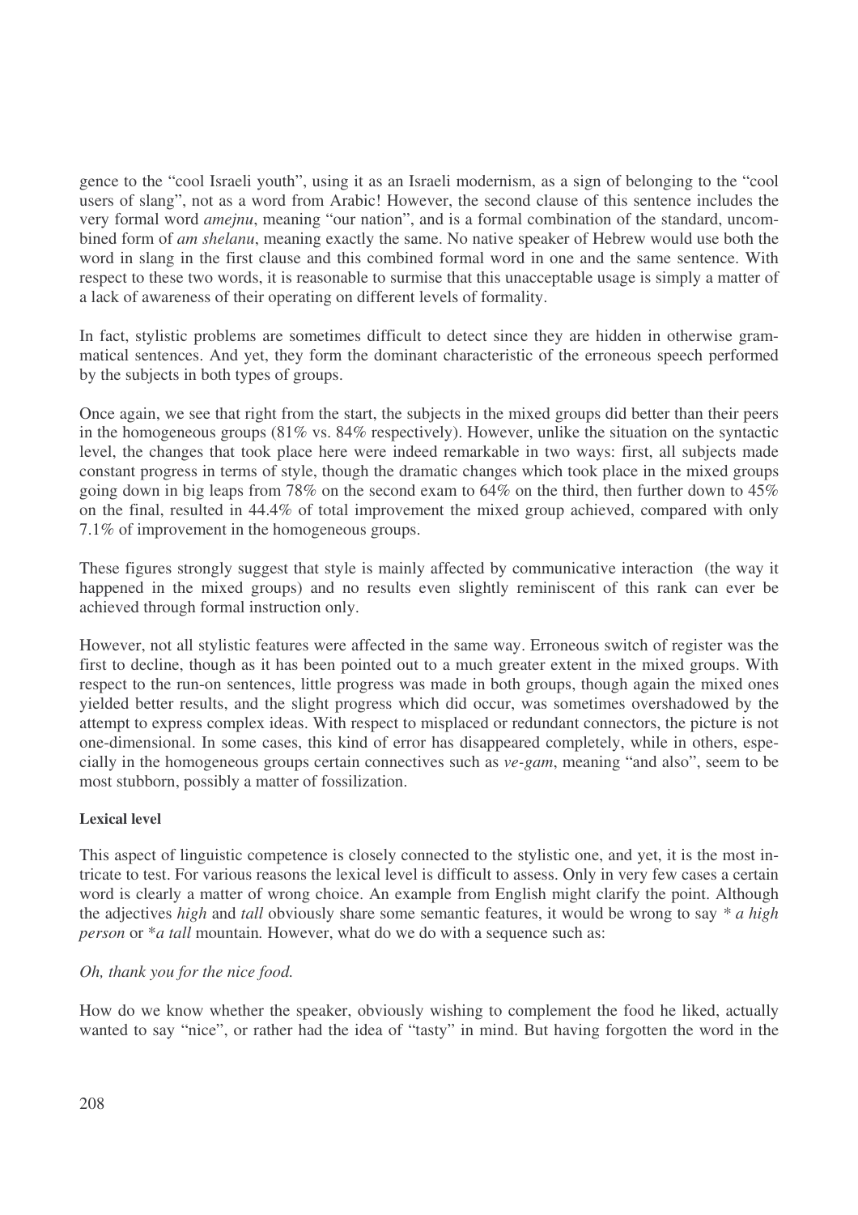gence to the “cool Israeli youth”, using it as an Israeli modernism, as a sign of belonging to the “cool users of slang”, not as a word from Arabic! However, the second clause of this sentence includes the very formal word *amejnu*, meaning “our nation”, and is a formal combination of the standard, uncombined form of *am shelanu*, meaning exactly the same. No native speaker of Hebrew would use both the word in slang in the first clause and this combined formal word in one and the same sentence. With respect to these two words, it is reasonable to surmise that this unacceptable usage is simply a matter of a lack of awareness of their operating on different levels of formality.

In fact, stylistic problems are sometimes difficult to detect since they are hidden in otherwise grammatical sentences. And yet, they form the dominant characteristic of the erroneous speech performed by the subjects in both types of groups.

Once again, we see that right from the start, the subjects in the mixed groups did better than their peers in the homogeneous groups (81% vs. 84% respectively). However, unlike the situation on the syntactic level, the changes that took place here were indeed remarkable in two ways: first, all subjects made constant progress in terms of style, though the dramatic changes which took place in the mixed groups going down in big leaps from 78% on the second exam to 64% on the third, then further down to 45% on the final, resulted in 44.4% of total improvement the mixed group achieved, compared with only 7.1% of improvement in the homogeneous groups.

These figures strongly suggest that style is mainly affected by communicative interaction (the way it happened in the mixed groups) and no results even slightly reminiscent of this rank can ever be achieved through formal instruction only.

However, not all stylistic features were affected in the same way. Erroneous switch of register was the first to decline, though as it has been pointed out to a much greater extent in the mixed groups. With respect to the run-on sentences, little progress was made in both groups, though again the mixed ones yielded better results, and the slight progress which did occur, was sometimes overshadowed by the attempt to express complex ideas. With respect to misplaced or redundant connectors, the picture is not one-dimensional. In some cases, this kind of error has disappeared completely, while in others, especially in the homogeneous groups certain connectives such as *ve-gam*, meaning “and also”, seem to be most stubborn, possibly a matter of fossilization.

**Lexical level**

This aspect of linguistic competence is closely connected to the stylistic one, and yet, it is the most intricate to test. For various reasons the lexical level is difficult to assess. Only in very few cases a certain word is clearly a matter of wrong choice. An example from English might clarify the point. Although the adjectives *high* and *tall* obviously share some semantic features, it would be wrong to say *\* a high person* or \**a tall* mountain. However, what do we do with a sequence such as:

*Oh, thank you for the nice food.*

How do we know whether the speaker, obviously wishing to complement the food he liked, actually wanted to say “nice”, or rather had the idea of “tasty” in mind. But having forgotten the word in the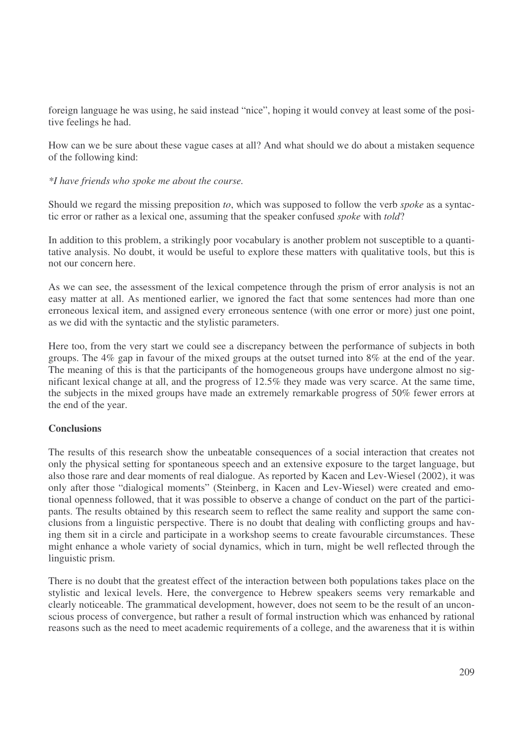foreign language he was using, he said instead "nice", hoping it would convey at least some of the positive feelings he had.

How can we be sure about these vague cases at all? And what should we do about a mistaken sequence of the following kind:

*\*I have friends who spoke me about the course.*

Should we regard the missing preposition *to*, which was supposed to follow the verb *spoke* as a syntactic error or rather as a lexical one, assuming that the speaker confused *spoke* with *told*?

In addition to this problem, a strikingly poor vocabulary is another problem not susceptible to a quantitative analysis. No doubt, it would be useful to explore these matters with qualitative tools, but this is not our concern here.

As we can see, the assessment of the lexical competence through the prism of error analysis is not an easy matter at all. As mentioned earlier, we ignored the fact that some sentences had more than one erroneous lexical item, and assigned every erroneous sentence (with one error or more) just one point, as we did with the syntactic and the stylistic parameters.

Here too, from the very start we could see a discrepancy between the performance of subjects in both groups. The 4% gap in favour of the mixed groups at the outset turned into 8% at the end of the year. The meaning of this is that the participants of the homogeneous groups have undergone almost no significant lexical change at all, and the progress of 12.5% they made was very scarce. At the same time, the subjects in the mixed groups have made an extremely remarkable progress of 50% fewer errors at the end of the year.

**Conclusions**

The results of this research show the unbeatable consequences of a social interaction that creates not only the physical setting for spontaneous speech and an extensive exposure to the target language, but also those rare and dear moments of real dialogue. As reported by Kacen and Lev-Wiesel (2002), it was only after those "dialogical moments" (Steinberg, in Kacen and Lev-Wiesel) were created and emotional openness followed, that it was possible to observe a change of conduct on the part of the participants. The results obtained by this research seem to reflect the same reality and support the same conclusions from a linguistic perspective. There is no doubt that dealing with conflicting groups and having them sit in a circle and participate in a workshop seems to create favourable circumstances. These might enhance a whole variety of social dynamics, which in turn, might be well reflected through the linguistic prism.

There is no doubt that the greatest effect of the interaction between both populations takes place on the stylistic and lexical levels. Here, the convergence to Hebrew speakers seems very remarkable and clearly noticeable. The grammatical development, however, does not seem to be the result of an unconscious process of convergence, but rather a result of formal instruction which was enhanced by rational reasons such as the need to meet academic requirements of a college, and the awareness that it is within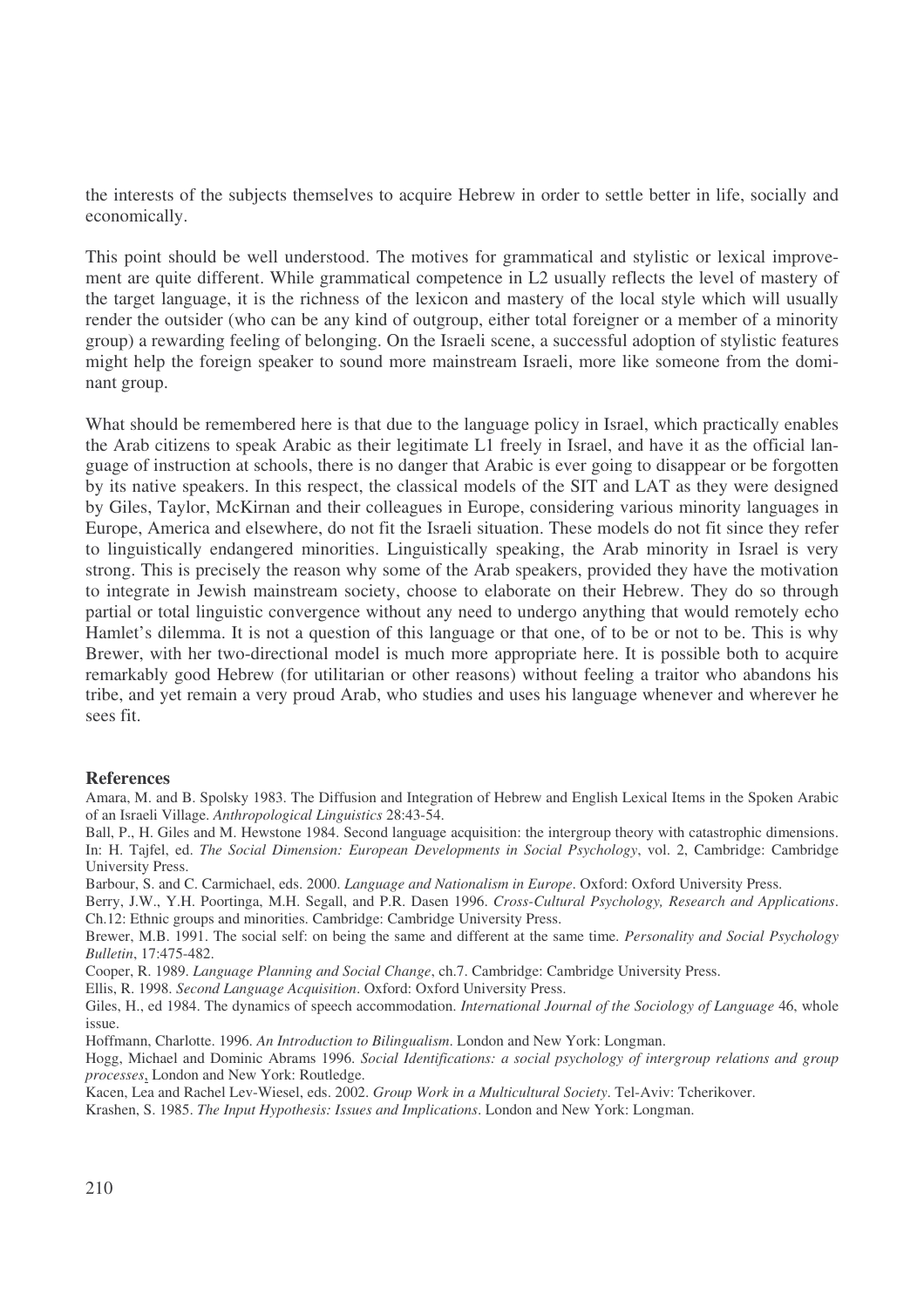the interests of the subjects themselves to acquire Hebrew in order to settle better in life, socially and economically.

This point should be well understood. The motives for grammatical and stylistic or lexical improvement are quite different. While grammatical competence in L2 usually reflects the level of mastery of the target language, it is the richness of the lexicon and mastery of the local style which will usually render the outsider (who can be any kind of outgroup, either total foreigner or a member of a minority group) a rewarding feeling of belonging. On the Israeli scene, a successful adoption of stylistic features might help the foreign speaker to sound more mainstream Israeli, more like someone from the dominant group.

What should be remembered here is that due to the language policy in Israel, which practically enables the Arab citizens to speak Arabic as their legitimate L1 freely in Israel, and have it as the official language of instruction at schools, there is no danger that Arabic is ever going to disappear or be forgotten by its native speakers. In this respect, the classical models of the SIT and LAT as they were designed by Giles, Taylor, McKirnan and their colleagues in Europe, considering various minority languages in Europe, America and elsewhere, do not fit the Israeli situation. These models do not fit since they refer to linguistically endangered minorities. Linguistically speaking, the Arab minority in Israel is very strong. This is precisely the reason why some of the Arab speakers, provided they have the motivation to integrate in Jewish mainstream society, choose to elaborate on their Hebrew. They do so through partial or total linguistic convergence without any need to undergo anything that would remotely echo Hamlet's dilemma. It is not a question of this language or that one, of to be or not to be. This is why Brewer, with her two-directional model is much more appropriate here. It is possible both to acquire remarkably good Hebrew (for utilitarian or other reasons) without feeling a traitor who abandons his tribe, and yet remain a very proud Arab, who studies and uses his language whenever and wherever he sees fit.

## References

Amara, M. and B. Spolsky 1983. The Diffusion and Integration of Hebrew and English Lexical Items in the Spoken Arabic of an Israeli Village. *Anthropological Linguistics* 28:43-54.

Ball, P., H. Giles and M. Hewstone 1984. Second language acquisition: the intergroup theory with catastrophic dimensions. In: H. Tajfel, ed. *The Social Dimension: European Developments in Social Psychology*, vol. 2, Cambridge: Cambridge University Press.

Barbour, S. and C. Carmichael, eds. 2000. *Language and Nationalism in Europe*. Oxford: Oxford University Press.

Berry, J.W., Y.H. Poortinga, M.H. Segall, and P.R. Dasen 1996. *Cross-Cultural Psychology, Research and Applications*. Ch.12: Ethnic groups and minorities. Cambridge: Cambridge University Press.

Brewer, M.B. 1991. The social self: on being the same and different at the same time. *Personality and Social Psychology Bulletin*, 17:475-482.

Cooper, R. 1989. *Language Planning and Social Change*, ch.7. Cambridge: Cambridge University Press.

Ellis, R. 1998. *Second Language Acquisition*. Oxford: Oxford University Press.

Giles, H., ed 1984. The dynamics of speech accommodation. *International Journal of the Sociology of Language* 46, whole issue.

Hoffmann, Charlotte. 1996. *An Introduction to Bilingualism*. London and New York: Longman.

Hogg, Michael and Dominic Abrams 1996. *Social Identifications: a social psychology of intergroup relations and group processes*, London and New York: Routledge.

Kacen, Lea and Rachel Lev-Wiesel, eds. 2002. *Group Work in a Multicultural Society*. Tel-Aviv: Tcherikover.

Krashen, S. 1985. *The Input Hypothesis: Issues and Implications*. London and New York: Longman.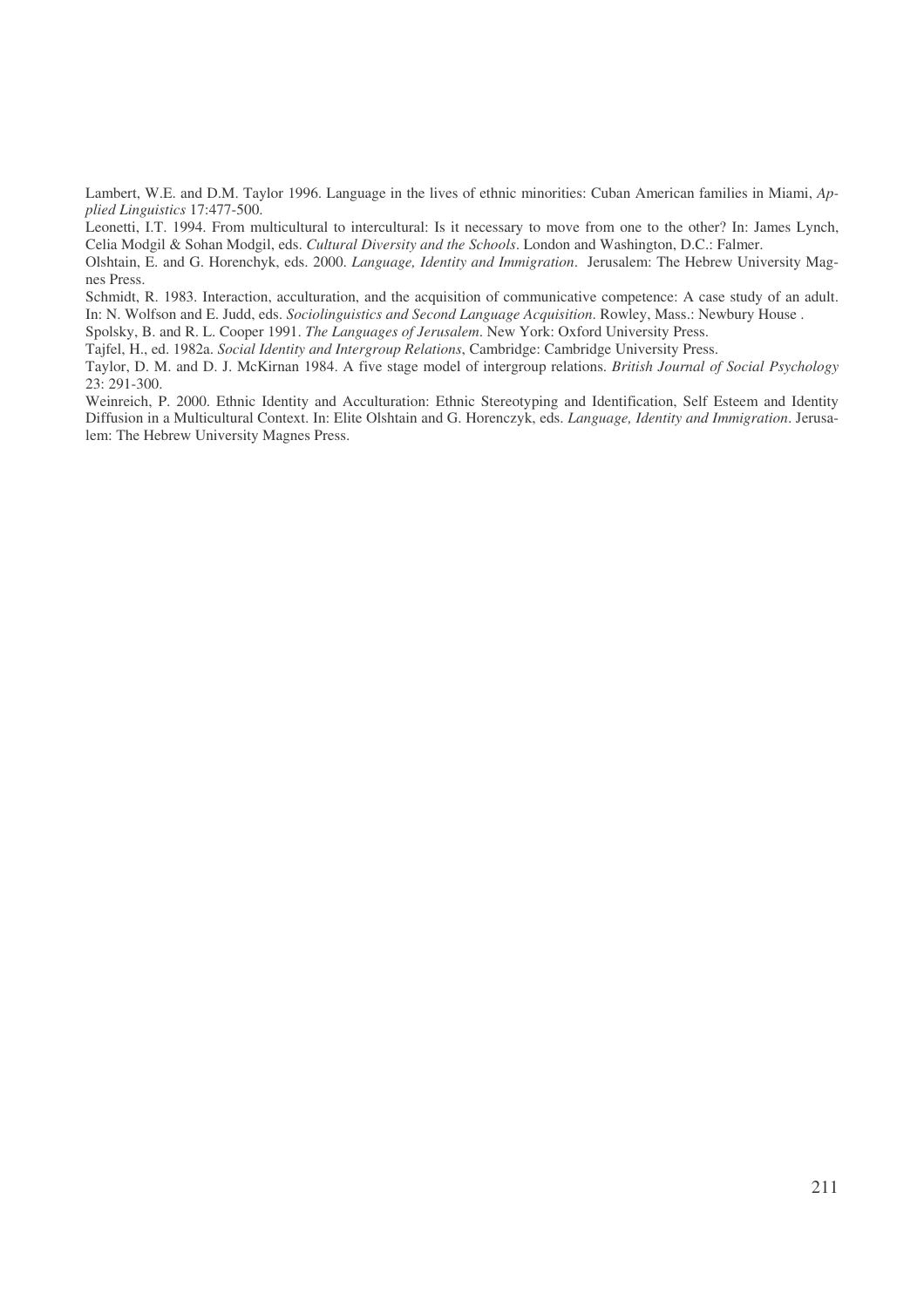Lambert, W.E. and D.M. Taylor 1996. Language in the lives of ethnic minorities: Cuban American families in Miami, *Applied Linguistics* 17:477-500.

Leonetti, I.T. 1994. From multicultural to intercultural: Is it necessary to move from one to the other? In: James Lynch, Celia Modgil & Sohan Modgil, eds. *Cultural Diversity and the Schools*. London and Washington, D.C.: Falmer.

Olshtain, E. and G. Horenchyk, eds. 2000. *Language, Identity and Immigration*. Jerusalem: The Hebrew University Magnes Press.

Schmidt, R. 1983. Interaction, acculturation, and the acquisition of communicative competence: A case study of an adult. In: N. Wolfson and E. Judd, eds. *Sociolinguistics and Second Language Acquisition*. Rowley, Mass.: Newbury House .

Spolsky, B. and R. L. Cooper 1991. *The Languages of Jerusalem*. New York: Oxford University Press.

Tajfel, H., ed. 1982a. *Social Identity and Intergroup Relations*, Cambridge: Cambridge University Press.

Taylor, D. M. and D. J. McKirnan 1984. A five stage model of intergroup relations. *British Journal of Social Psychology* 23: 291-300.

Weinreich, P. 2000. Ethnic Identity and Acculturation: Ethnic Stereotyping and Identification, Self Esteem and Identity Diffusion in a Multicultural Context. In: Elite Olshtain and G. Horenczyk, eds. *Language, Identity and Immigration*. Jerusalem: The Hebrew University Magnes Press.